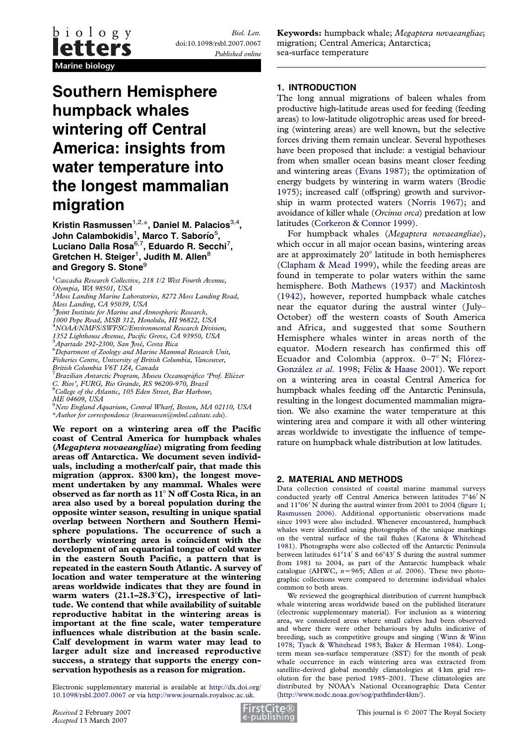Marine biology

# Southern Hemisphere humpback whales wintering off Central America: insights from water temperature into the longest mammalian migration

**Kristin Rasmussen[1,2,*], Daniel M. Palacios[3,4], John Calambokidis[1], Marco T. Saborío[5], Luciano Dalla Rosa[6,7], Eduardo R. Secchi[7], Gretchen H. Steiger[1], Judith M. Allen[8] and Gregory S. Stone[9]**

[1]Cascadia Research Collective, 218 1/2 West Fourth Avenue, Olympia, WA 98501, USA
[2]Moss Landing Marine Laboratories, 8272 Moss Landing Road, Moss Landing, CA 95039, USA
[3]Joint Institute for Marine and Atmospheric Research, 1000 Pope Road, MSB 312, Honolulu, HI 96822, USA
[4]NOAA/NMFS/SWFSC/Environmental Research Division, 1352 Lighthouse Avenue, Pacific Grove, CA 93950, USA
[5]Apartado 292-2300, San José, Costa Rica
[6]Department of Zoology and Marine Mammal Research Unit, Fisheries Centre, University of British Columbia, Vancouver, British Columbia V6T 1Z4, Canada
[7]Brazilian Antarctic Program, Museu Oceanográfico 'Prof. Eliézer C. Rios', FURG, Rio Grande, RS 96200-970, Brazil
[8]College of the Atlantic, 105 Eden Street, Bar Harbour, ME 04609, USA
[9]New England Aquarium, Central Wharf, Boston, MA 02110, USA
*Author for correspondence (krasmussen@mlml.calstate.edu).

**We report on a wintering area off the Pacific coast of Central America for humpback whales (*Megaptera novaeangliae*) migrating from feeding areas off Antarctica. We document seven individuals, including a mother/calf pair, that made this migration (approx. 8300 km), the longest movement undertaken by any mammal. Whales were observed as far north as 11° N off Costa Rica, in an area also used by a boreal population during the opposite winter season, resulting in unique spatial overlap between Northern and Southern Hemisphere populations. The occurrence of such a northerly wintering area is coincident with the development of an equatorial tongue of cold water in the eastern South Pacific, a pattern that is repeated in the eastern South Atlantic. A survey of location and water temperature at the wintering areas worldwide indicates that they are found in warm waters (21.1–28.3°C), irrespective of latitude. We contend that while availability of suitable reproductive habitat in the wintering areas is important at the fine scale, water temperature influences whale distribution at the basin scale. Calf development in warm water may lead to larger adult size and increased reproductive success, a strategy that supports the energy conservation hypothesis as a reason for migration.**

Electronic supplementary material is available at http://dx.doi.org/10.1098/rsbl.2007.0067 or via http://www.journals.royalsoc.ac.uk.

*Received* 2 February 2007
*Accepted* 13 March 2007

**Keywords:** humpback whale; *Megaptera novaeangliae*; migration; Central America; Antarctica; sea-surface temperature

## 1. INTRODUCTION

The long annual migrations of baleen whales from productive high-latitude areas used for feeding (feeding areas) to low-latitude oligotrophic areas used for breeding (wintering areas) are well known, but the selective forces driving them remain unclear. Several hypotheses have been proposed that include: a vestigial behaviour from when smaller ocean basins meant closer feeding and wintering areas (Evans 1987); the optimization of energy budgets by wintering in warm waters (Brodie 1975); increased calf (offspring) growth and survivorship in warm protected waters (Norris 1967); and avoidance of killer whale (*Orcinus orca*) predation at low latitudes (Corkeron & Connor 1999).

For humpback whales (*Megaptera novaeangliae*), which occur in all major ocean basins, wintering areas are at approximately 20° latitude in both hemispheres (Clapham & Mead 1999), while the feeding areas are found in temperate to polar waters within the same hemisphere. Both Mathews (1937) and Mackintosh (1942), however, reported humpback whale catches near the equator during the austral winter (July–October) off the western coasts of South America and Africa, and suggested that some Southern Hemisphere whales winter in areas north of the equator. Modern research has confirmed this off Ecuador and Colombia (approx. 0–7° N; Flórez-González *et al*. 1998; Félix & Haase 2001). We report on a wintering area in coastal Central America for humpback whales feeding off the Antarctic Peninsula, resulting in the longest documented mammalian migration. We also examine the water temperature at this wintering area and compare it with all other wintering areas worldwide to investigate the influence of temperature on humpback whale distribution at low latitudes.

## 2. MATERIAL AND METHODS

Data collection consisted of coastal marine mammal surveys conducted yearly off Central America between latitudes 7°46′ N and 11°06′ N during the austral winter from 2001 to 2004 (figure 1; Rasmussen 2006). Additional opportunistic observations made since 1993 were also included. Whenever encountered, humpback whales were identified using photographs of the unique markings on the ventral surface of the tail flukes (Katona & Whitehead 1981). Photographs were also collected off the Antarctic Peninsula between latitudes 61°14′ S and 66°43′ S during the austral summer from 1981 to 2004, as part of the Antarctic humpback whale catalogue (AHWC, $n=965$; Allen *et al*. 2006). These two photographic collections were compared to determine individual whales common to both areas.

We reviewed the geographical distribution of current humpback whale wintering areas worldwide based on the published literature (electronic supplementary material). For inclusion as a wintering area, we considered areas where small calves had been observed and where there were other behaviours by adults indicative of breeding, such as competitive groups and singing (Winn & Winn 1978; Tyack & Whitehead 1983; Baker & Herman 1984). Long-term mean sea-surface temperature (SST) for the month of peak whale occurrence in each wintering area was extracted from satellite-derived global monthly climatologies at 4 km grid resolution for the base period 1985–2001. These climatologies are distributed by NOAA's National Oceanographic Data Center (http://www.nodc.noaa.gov/sog/pathfinder4km/).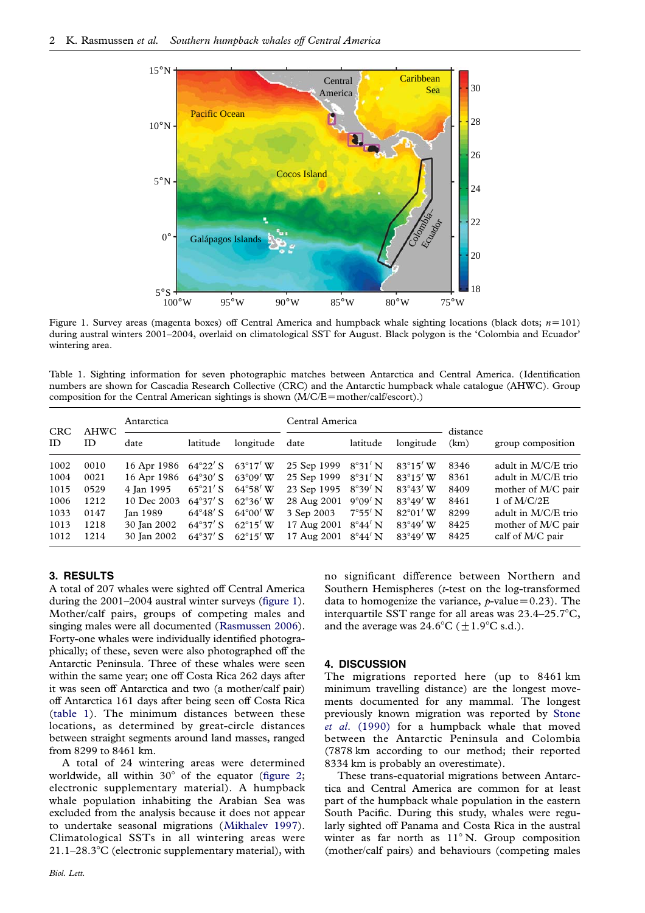Figure 1. Survey areas (magenta boxes) off Central America and humpback whale sighting locations (black dots; $n=101$) during austral winters 2001–2004, overlaid on climatological SST for August. Black polygon is the 'Colombia and Ecuador' wintering area.

Table 1. Sighting information for seven photographic matches between Antarctica and Central America. (Identification numbers are shown for Cascadia Research Collective (CRC) and the Antarctic humpback whale catalogue (AHWC). Group composition for the Central American sightings is shown (M/C/E=mother/calf/escort).)

| CRC ID | AHWC ID | Antarctica | | | Central America | | | distance (km) | group composition |
|---|---|---|---|---|---|---|---|---|---|
| | | date | latitude | longitude | date | latitude | longitude | | |
| 1002 | 0010 | 16 Apr 1986 | 64°22′ S | 63°17′ W | 25 Sep 1999 | 8°31′ N | 83°15′ W | 8346 | adult in M/C/E trio |
| 1004 | 0021 | 16 Apr 1986 | 64°30′ S | 63°09′ W | 25 Sep 1999 | 8°31′ N | 83°15′ W | 8361 | adult in M/C/E trio |
| 1015 | 0529 | 4 Jan 1995 | 65°21′ S | 64°58′ W | 23 Sep 1995 | 8°39′ N | 83°43′ W | 8409 | mother of M/C pair |
| 1006 | 1212 | 10 Dec 2003 | 64°37′ S | 62°36′ W | 28 Aug 2001 | 9°09′ N | 83°49′ W | 8461 | 1 of M/C/2E |
| 1033 | 0147 | Jan 1989 | 64°48′ S | 64°00′ W | 3 Sep 2003 | 7°55′ N | 82°01′ W | 8299 | adult in M/C/E trio |
| 1013 | 1218 | 30 Jan 2002 | 64°37′ S | 62°15′ W | 17 Aug 2001 | 8°44′ N | 83°49′ W | 8425 | mother of M/C pair |
| 1012 | 1214 | 30 Jan 2002 | 64°37′ S | 62°15′ W | 17 Aug 2001 | 8°44′ N | 83°49′ W | 8425 | calf of M/C pair |

## 3. RESULTS

A total of 207 whales were sighted off Central America during the 2001–2004 austral winter surveys (figure 1). Mother/calf pairs, groups of competing males and singing males were all documented (Rasmussen 2006). Forty-one whales were individually identified photographically; of these, seven were also photographed off the Antarctic Peninsula. Three of these whales were seen within the same year; one off Costa Rica 262 days after it was seen off Antarctica and two (a mother/calf pair) off Antarctica 161 days after being seen off Costa Rica (table 1). The minimum distances between these locations, as determined by great-circle distances between straight segments around land masses, ranged from 8299 to 8461 km.

A total of 24 wintering areas were determined worldwide, all within 30° of the equator (figure 2; electronic supplementary material). A humpback whale population inhabiting the Arabian Sea was excluded from the analysis because it does not appear to undertake seasonal migrations (Mikhalev 1997). Climatological SSTs in all wintering areas were 21.1–28.3°C (electronic supplementary material), with no significant difference between Northern and Southern Hemispheres ($t$-test on the log-transformed data to homogenize the variance, $p$-value$=0.23$). The interquartile SST range for all areas was 23.4–25.7°C, and the average was 24.6°C ($\pm 1.9$°C s.d.).

## 4. DISCUSSION

The migrations reported here (up to 8461 km minimum travelling distance) are the longest movements documented for any mammal. The longest previously known migration was reported by Stone *et al.* (1990) for a humpback whale that moved between the Antarctic Peninsula and Colombia (7878 km according to our method; their reported 8334 km is probably an overestimate).

These trans-equatorial migrations between Antarctica and Central America are common for at least part of the humpback whale population in the eastern South Pacific. During this study, whales were regularly sighted off Panama and Costa Rica in the austral winter as far north as 11° N. Group composition (mother/calf pairs) and behaviours (competing males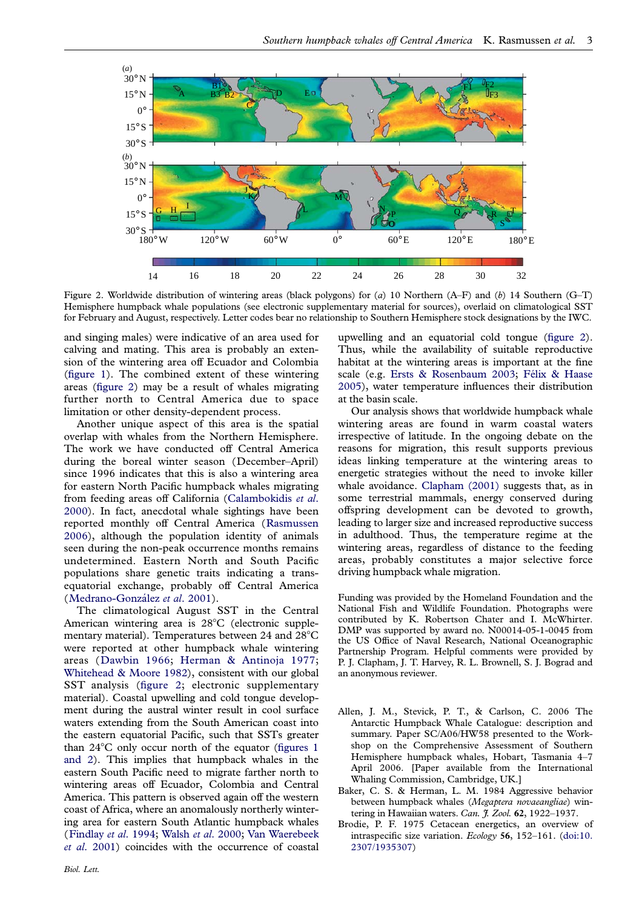Figure 2. Worldwide distribution of wintering areas (black polygons) for (*a*) 10 Northern (A–F) and (*b*) 14 Southern (G–T) Hemisphere humpback whale populations (see electronic supplementary material for sources), overlaid on climatological SST for February and August, respectively. Letter codes bear no relationship to Southern Hemisphere stock designations by the IWC.

and singing males) were indicative of an area used for calving and mating. This area is probably an extension of the wintering area off Ecuador and Colombia (figure 1). The combined extent of these wintering areas (figure 2) may be a result of whales migrating further north to Central America due to space limitation or other density-dependent process.

Another unique aspect of this area is the spatial overlap with whales from the Northern Hemisphere. The work we have conducted off Central America during the boreal winter season (December–April) since 1996 indicates that this is also a wintering area for eastern North Pacific humpback whales migrating from feeding areas off California (Calambokidis *et al.* 2000). In fact, anecdotal whale sightings have been reported monthly off Central America (Rasmussen 2006), although the population identity of animals seen during the non-peak occurrence months remains undetermined. Eastern North and South Pacific populations share genetic traits indicating a trans-equatorial exchange, probably off Central America (Medrano-González *et al.* 2001).

The climatological August SST in the Central American wintering area is 28°C (electronic supplementary material). Temperatures between 24 and 28°C were reported at other humpback whale wintering areas (Dawbin 1966; Herman & Antinoja 1977; Whitehead & Moore 1982), consistent with our global SST analysis (figure 2; electronic supplementary material). Coastal upwelling and cold tongue development during the austral winter result in cool surface waters extending from the South American coast into the eastern equatorial Pacific, such that SSTs greater than 24°C only occur north of the equator (figures 1 and 2). This implies that humpback whales in the eastern South Pacific need to migrate farther north to wintering areas off Ecuador, Colombia and Central America. This pattern is observed again off the western coast of Africa, where an anomalously northerly wintering area for eastern South Atlantic humpback whales (Findlay *et al.* 1994; Walsh *et al.* 2000; Van Waerebeek *et al.* 2001) coincides with the occurrence of coastal upwelling and an equatorial cold tongue (figure 2). Thus, while the availability of suitable reproductive habitat at the wintering areas is important at the fine scale (e.g. Ersts & Rosenbaum 2003; Félix & Haase 2005), water temperature influences their distribution at the basin scale.

Our analysis shows that worldwide humpback whale wintering areas are found in warm coastal waters irrespective of latitude. In the ongoing debate on the reasons for migration, this result supports previous ideas linking temperature at the wintering areas to energetic strategies without the need to invoke killer whale avoidance. Clapham (2001) suggests that, as in some terrestrial mammals, energy conserved during offspring development can be devoted to growth, leading to larger size and increased reproductive success in adulthood. Thus, the temperature regime at the wintering areas, regardless of distance to the feeding areas, probably constitutes a major selective force driving humpback whale migration.

Funding was provided by the Homeland Foundation and the National Fish and Wildlife Foundation. Photographs were contributed by K. Robertson Chater and I. McWhirter. DMP was supported by award no. N00014-05-1-0045 from the US Office of Naval Research, National Oceanographic Partnership Program. Helpful comments were provided by P. J. Clapham, J. T. Harvey, R. L. Brownell, S. J. Bograd and an anonymous reviewer.

Allen, J. M., Stevick, P. T., & Carlson, C. 2006 The Antarctic Humpback Whale Catalogue: description and summary. Paper SC/A06/HW58 presented to the Workshop on the Comprehensive Assessment of Southern Hemisphere humpback whales, Hobart, Tasmania 4–7 April 2006. [Paper available from the International Whaling Commission, Cambridge, UK.]

Baker, C. S. & Herman, L. M. 1984 Aggressive behavior between humpback whales (*Megaptera novaeangliae*) wintering in Hawaiian waters. *Can. J. Zool.* **62**, 1922–1937.

Brodie, P. F. 1975 Cetacean energetics, an overview of intraspecific size variation. *Ecology* **56**, 152–161. (doi:10.2307/1935307)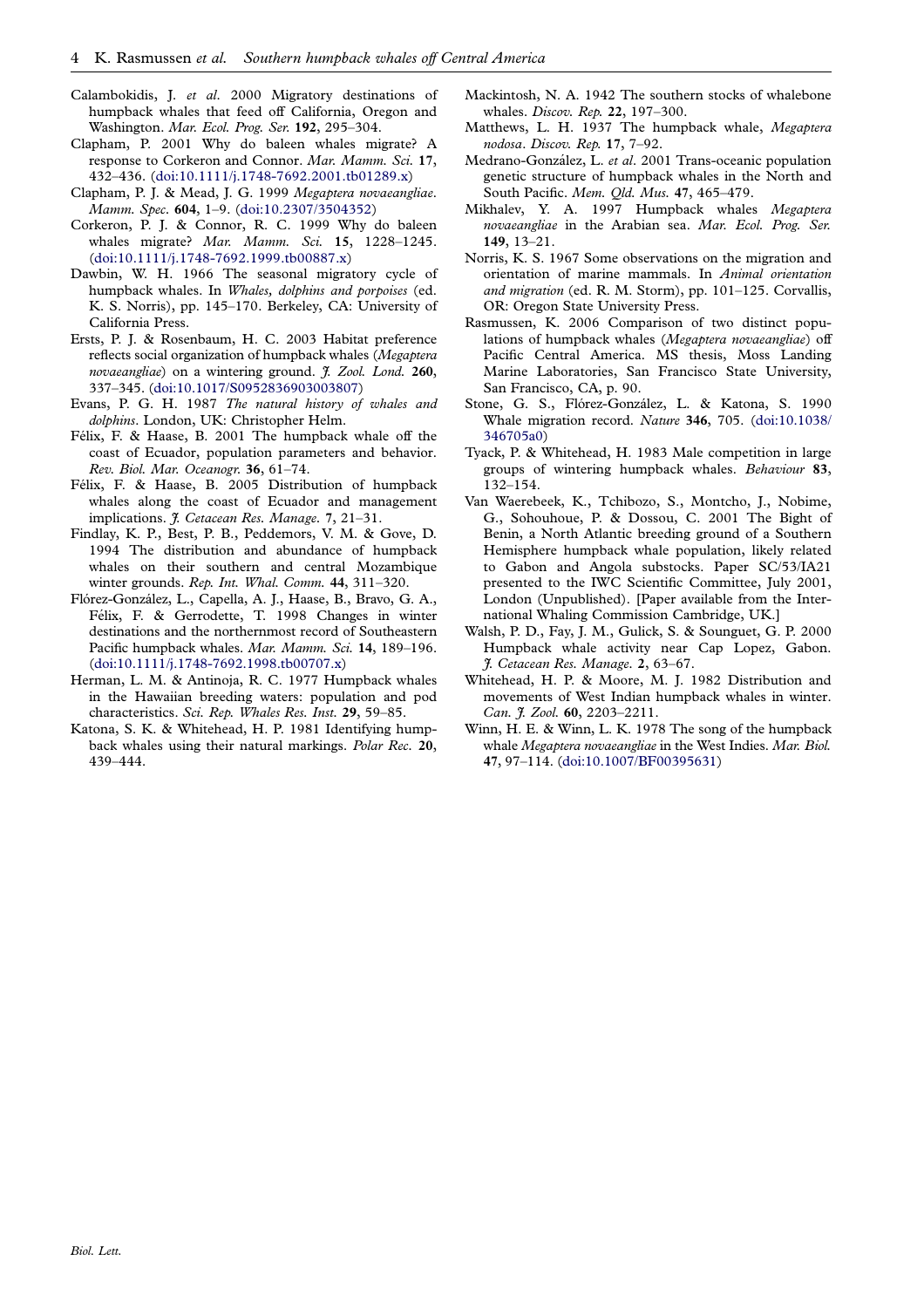Calambokidis, J. *et al*. 2000 Migratory destinations of humpback whales that feed off California, Oregon and Washington. *Mar. Ecol. Prog. Ser.* **192**, 295–304.

Clapham, P. 2001 Why do baleen whales migrate? A response to Corkeron and Connor. *Mar. Mamm. Sci.* **17**, 432–436. (doi:10.1111/j.1748-7692.2001.tb01289.x)

Clapham, P. J. & Mead, J. G. 1999 *Megaptera novaeangliae*. *Mamm. Spec.* **604**, 1–9. (doi:10.2307/3504352)

Corkeron, P. J. & Connor, R. C. 1999 Why do baleen whales migrate? *Mar. Mamm. Sci.* **15**, 1228–1245. (doi:10.1111/j.1748-7692.1999.tb00887.x)

Dawbin, W. H. 1966 The seasonal migratory cycle of humpback whales. In *Whales, dolphins and porpoises* (ed. K. S. Norris), pp. 145–170. Berkeley, CA: University of California Press.

Ersts, P. J. & Rosenbaum, H. C. 2003 Habitat preference reflects social organization of humpback whales (*Megaptera novaeangliae*) on a wintering ground. *J. Zool. Lond.* **260**, 337–345. (doi:10.1017/S0952836903003807)

Evans, P. G. H. 1987 *The natural history of whales and dolphins*. London, UK: Christopher Helm.

Félix, F. & Haase, B. 2001 The humpback whale off the coast of Ecuador, population parameters and behavior. *Rev. Biol. Mar. Oceanogr.* **36**, 61–74.

Félix, F. & Haase, B. 2005 Distribution of humpback whales along the coast of Ecuador and management implications. *J. Cetacean Res. Manage.* **7**, 21–31.

Findlay, K. P., Best, P. B., Peddemors, V. M. & Gove, D. 1994 The distribution and abundance of humpback whales on their southern and central Mozambique winter grounds. *Rep. Int. Whal. Comm.* **44**, 311–320.

Flórez-González, L., Capella, A. J., Haase, B., Bravo, G. A., Félix, F. & Gerrodette, T. 1998 Changes in winter destinations and the northernmost record of Southeastern Pacific humpback whales. *Mar. Mamm. Sci.* **14**, 189–196. (doi:10.1111/j.1748-7692.1998.tb00707.x)

Herman, L. M. & Antinoja, R. C. 1977 Humpback whales in the Hawaiian breeding waters: population and pod characteristics. *Sci. Rep. Whales Res. Inst.* **29**, 59–85.

Katona, S. K. & Whitehead, H. P. 1981 Identifying humpback whales using their natural markings. *Polar Rec.* **20**, 439–444.

Mackintosh, N. A. 1942 The southern stocks of whalebone whales. *Discov. Rep.* **22**, 197–300.

Matthews, L. H. 1937 The humpback whale, *Megaptera nodosa*. *Discov. Rep.* **17**, 7–92.

Medrano-González, L. *et al*. 2001 Trans-oceanic population genetic structure of humpback whales in the North and South Pacific. *Mem. Qld. Mus.* **47**, 465–479.

Mikhalev, Y. A. 1997 Humpback whales *Megaptera novaeangliae* in the Arabian sea. *Mar. Ecol. Prog. Ser.* **149**, 13–21.

Norris, K. S. 1967 Some observations on the migration and orientation of marine mammals. In *Animal orientation and migration* (ed. R. M. Storm), pp. 101–125. Corvallis, OR: Oregon State University Press.

Rasmussen, K. 2006 Comparison of two distinct populations of humpback whales (*Megaptera novaeangliae*) off Pacific Central America. MS thesis, Moss Landing Marine Laboratories, San Francisco State University, San Francisco, CA, p. 90.

Stone, G. S., Flórez-González, L. & Katona, S. 1990 Whale migration record. *Nature* **346**, 705. (doi:10.1038/346705a0)

Tyack, P. & Whitehead, H. 1983 Male competition in large groups of wintering humpback whales. *Behaviour* **83**, 132–154.

Van Waerebeek, K., Tchibozo, S., Montcho, J., Nobime, G., Sohouhoue, P. & Dossou, C. 2001 The Bight of Benin, a North Atlantic breeding ground of a Southern Hemisphere humpback whale population, likely related to Gabon and Angola substocks. Paper SC/53/IA21 presented to the IWC Scientific Committee, July 2001, London (Unpublished). [Paper available from the International Whaling Commission Cambridge, UK.]

Walsh, P. D., Fay, J. M., Gulick, S. & Sounguet, G. P. 2000 Humpback whale activity near Cap Lopez, Gabon. *J. Cetacean Res. Manage.* **2**, 63–67.

Whitehead, H. P. & Moore, M. J. 1982 Distribution and movements of West Indian humpback whales in winter. *Can. J. Zool.* **60**, 2203–2211.

Winn, H. E. & Winn, L. K. 1978 The song of the humpback whale *Megaptera novaeangliae* in the West Indies. *Mar. Biol.* **47**, 97–114. (doi:10.1007/BF00395631)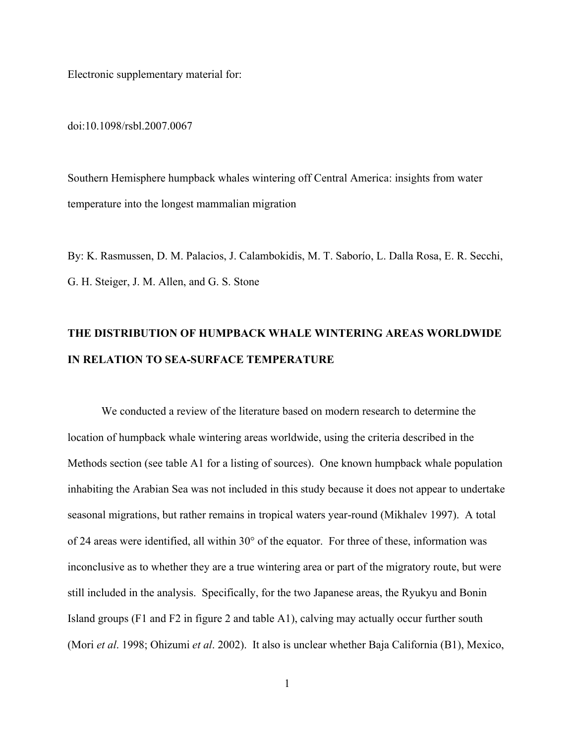Electronic supplementary material for:

doi:10.1098/rsbl.2007.0067

Southern Hemisphere humpback whales wintering off Central America: insights from water temperature into the longest mammalian migration

By: K. Rasmussen, D. M. Palacios, J. Calambokidis, M. T. Saborío, L. Dalla Rosa, E. R. Secchi, G. H. Steiger, J. M. Allen, and G. S. Stone

## THE DISTRIBUTION OF HUMPBACK WHALE WINTERING AREAS WORLDWIDE IN RELATION TO SEA-SURFACE TEMPERATURE

We conducted a review of the literature based on modern research to determine the location of humpback whale wintering areas worldwide, using the criteria described in the Methods section (see table A1 for a listing of sources). One known humpback whale population inhabiting the Arabian Sea was not included in this study because it does not appear to undertake seasonal migrations, but rather remains in tropical waters year-round (Mikhalev 1997). A total of 24 areas were identified, all within 30° of the equator. For three of these, information was inconclusive as to whether they are a true wintering area or part of the migratory route, but were still included in the analysis. Specifically, for the two Japanese areas, the Ryukyu and Bonin Island groups (F1 and F2 in figure 2 and table A1), calving may actually occur further south (Mori *et al*. 1998; Ohizumi *et al*. 2002). It also is unclear whether Baja California (B1), Mexico,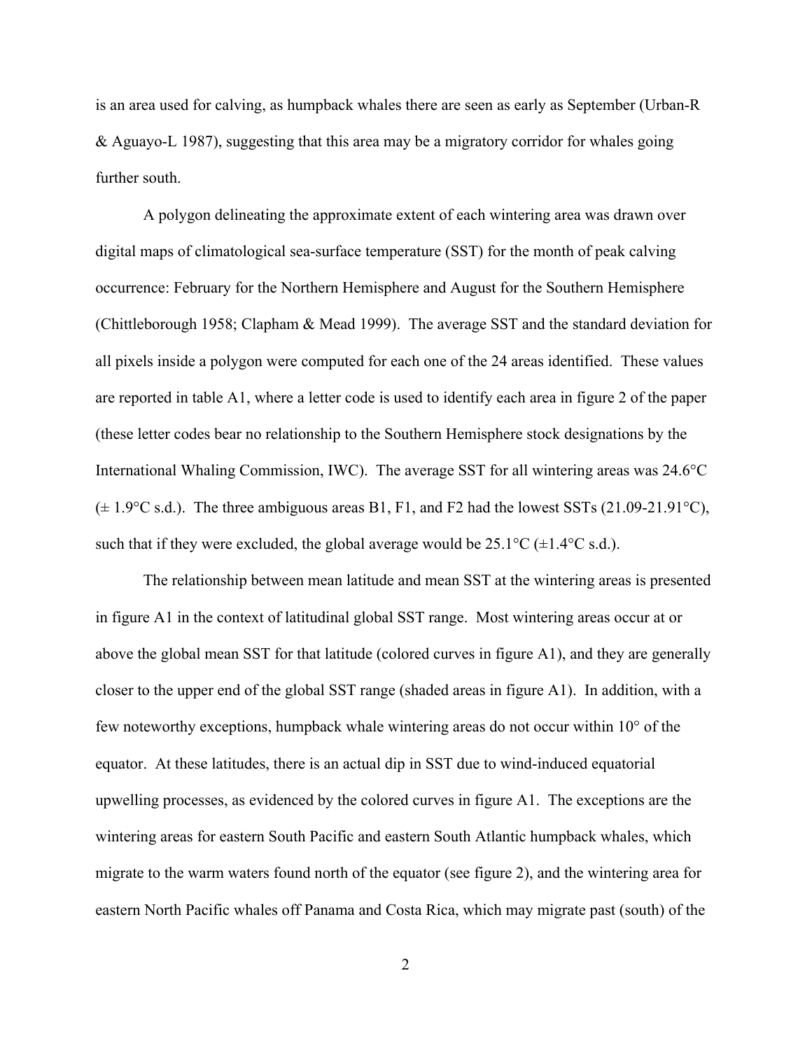is an area used for calving, as humpback whales there are seen as early as September (Urban-R & Aguayo-L 1987), suggesting that this area may be a migratory corridor for whales going further south.

A polygon delineating the approximate extent of each wintering area was drawn over digital maps of climatological sea-surface temperature (SST) for the month of peak calving occurrence: February for the Northern Hemisphere and August for the Southern Hemisphere (Chittleborough 1958; Clapham & Mead 1999). The average SST and the standard deviation for all pixels inside a polygon were computed for each one of the 24 areas identified. These values are reported in table A1, where a letter code is used to identify each area in figure 2 of the paper (these letter codes bear no relationship to the Southern Hemisphere stock designations by the International Whaling Commission, IWC). The average SST for all wintering areas was 24.6°C (± 1.9°C s.d.). The three ambiguous areas B1, F1, and F2 had the lowest SSTs (21.09-21.91°C), such that if they were excluded, the global average would be 25.1°C (±1.4°C s.d.).

The relationship between mean latitude and mean SST at the wintering areas is presented in figure A1 in the context of latitudinal global SST range. Most wintering areas occur at or above the global mean SST for that latitude (colored curves in figure A1), and they are generally closer to the upper end of the global SST range (shaded areas in figure A1). In addition, with a few noteworthy exceptions, humpback whale wintering areas do not occur within 10° of the equator. At these latitudes, there is an actual dip in SST due to wind-induced equatorial upwelling processes, as evidenced by the colored curves in figure A1. The exceptions are the wintering areas for eastern South Pacific and eastern South Atlantic humpback whales, which migrate to the warm waters found north of the equator (see figure 2), and the wintering area for eastern North Pacific whales off Panama and Costa Rica, which may migrate past (south) of the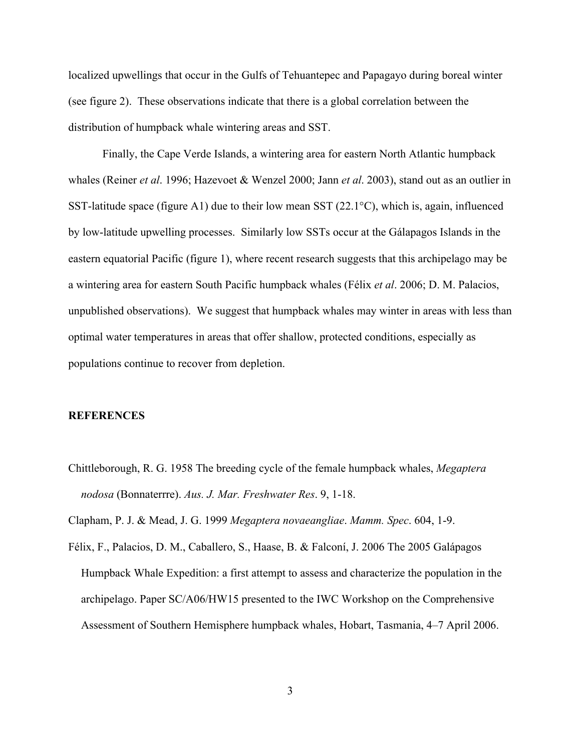localized upwellings that occur in the Gulfs of Tehuantepec and Papagayo during boreal winter (see figure 2). These observations indicate that there is a global correlation between the distribution of humpback whale wintering areas and SST.

Finally, the Cape Verde Islands, a wintering area for eastern North Atlantic humpback whales (Reiner *et al*. 1996; Hazevoet & Wenzel 2000; Jann *et al*. 2003), stand out as an outlier in SST-latitude space (figure A1) due to their low mean SST (22.1°C), which is, again, influenced by low-latitude upwelling processes. Similarly low SSTs occur at the Gálapagos Islands in the eastern equatorial Pacific (figure 1), where recent research suggests that this archipelago may be a wintering area for eastern South Pacific humpback whales (Félix *et al*. 2006; D. M. Palacios, unpublished observations). We suggest that humpback whales may winter in areas with less than optimal water temperatures in areas that offer shallow, protected conditions, especially as populations continue to recover from depletion.

## REFERENCES

Chittleborough, R. G. 1958 The breeding cycle of the female humpback whales, *Megaptera nodosa* (Bonnaterrre). *Aus. J. Mar. Freshwater Res*. 9, 1-18.

Clapham, P. J. & Mead, J. G. 1999 *Megaptera novaeangliae*. *Mamm. Spec*. 604, 1-9.

Félix, F., Palacios, D. M., Caballero, S., Haase, B. & Falconí, J. 2006 The 2005 Galápagos Humpback Whale Expedition: a first attempt to assess and characterize the population in the archipelago. Paper SC/A06/HW15 presented to the IWC Workshop on the Comprehensive Assessment of Southern Hemisphere humpback whales, Hobart, Tasmania, 4–7 April 2006.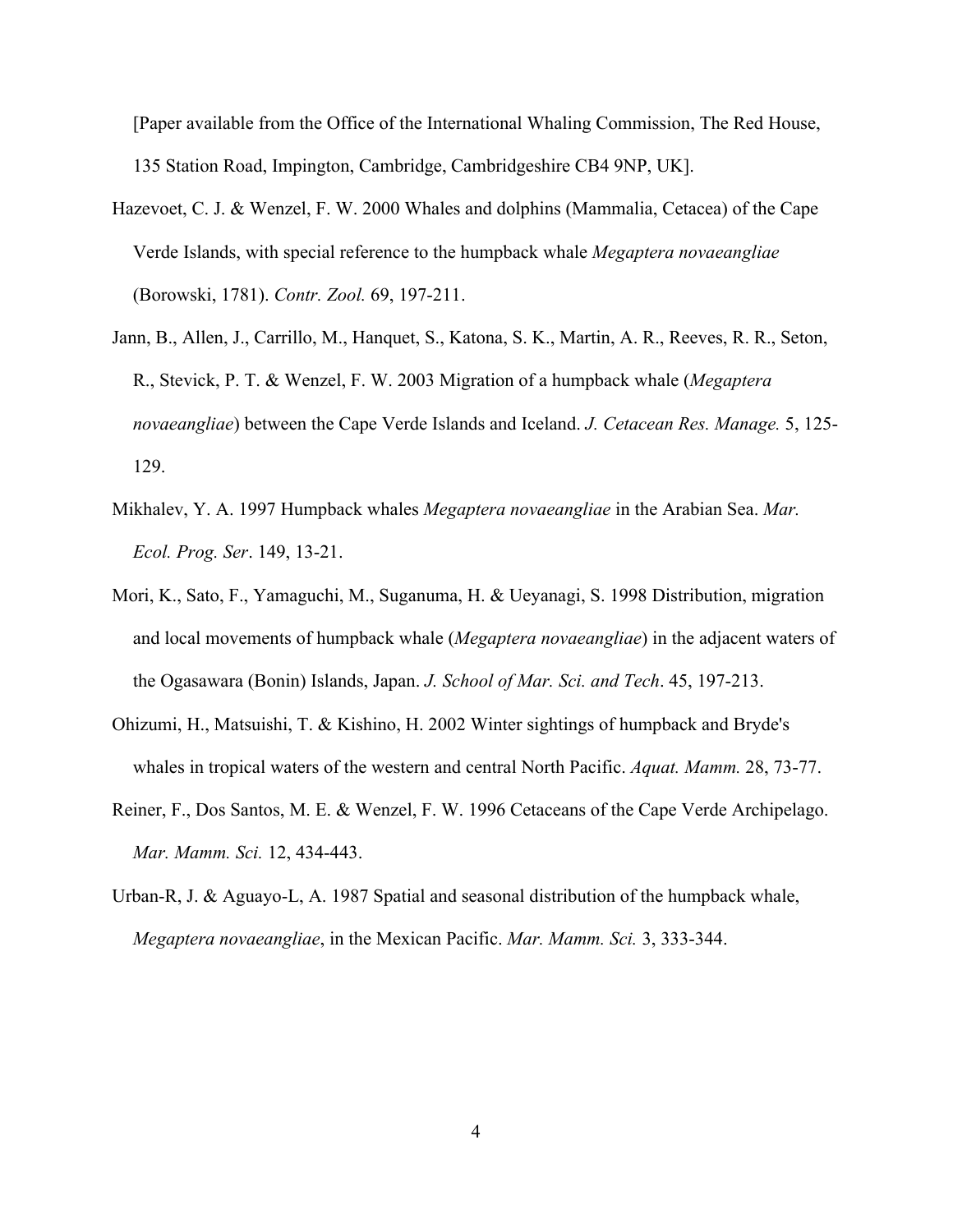[Paper available from the Office of the International Whaling Commission, The Red House, 135 Station Road, Impington, Cambridge, Cambridgeshire CB4 9NP, UK].

Hazevoet, C. J. & Wenzel, F. W. 2000 Whales and dolphins (Mammalia, Cetacea) of the Cape Verde Islands, with special reference to the humpback whale *Megaptera novaeangliae* (Borowski, 1781). *Contr. Zool.* 69, 197-211.

Jann, B., Allen, J., Carrillo, M., Hanquet, S., Katona, S. K., Martin, A. R., Reeves, R. R., Seton, R., Stevick, P. T. & Wenzel, F. W. 2003 Migration of a humpback whale (*Megaptera novaeangliae*) between the Cape Verde Islands and Iceland. *J. Cetacean Res. Manage.* 5, 125-129.

Mikhalev, Y. A. 1997 Humpback whales *Megaptera novaeangliae* in the Arabian Sea. *Mar. Ecol. Prog. Ser*. 149, 13-21.

Mori, K., Sato, F., Yamaguchi, M., Suganuma, H. & Ueyanagi, S. 1998 Distribution, migration and local movements of humpback whale (*Megaptera novaeangliae*) in the adjacent waters of the Ogasawara (Bonin) Islands, Japan. *J. School of Mar. Sci. and Tech*. 45, 197-213.

Ohizumi, H., Matsuishi, T. & Kishino, H. 2002 Winter sightings of humpback and Bryde's whales in tropical waters of the western and central North Pacific. *Aquat. Mamm.* 28, 73-77.

Reiner, F., Dos Santos, M. E. & Wenzel, F. W. 1996 Cetaceans of the Cape Verde Archipelago. *Mar. Mamm. Sci.* 12, 434-443.

Urban-R, J. & Aguayo-L, A. 1987 Spatial and seasonal distribution of the humpback whale, *Megaptera novaeangliae*, in the Mexican Pacific. *Mar. Mamm. Sci.* 3, 333-344.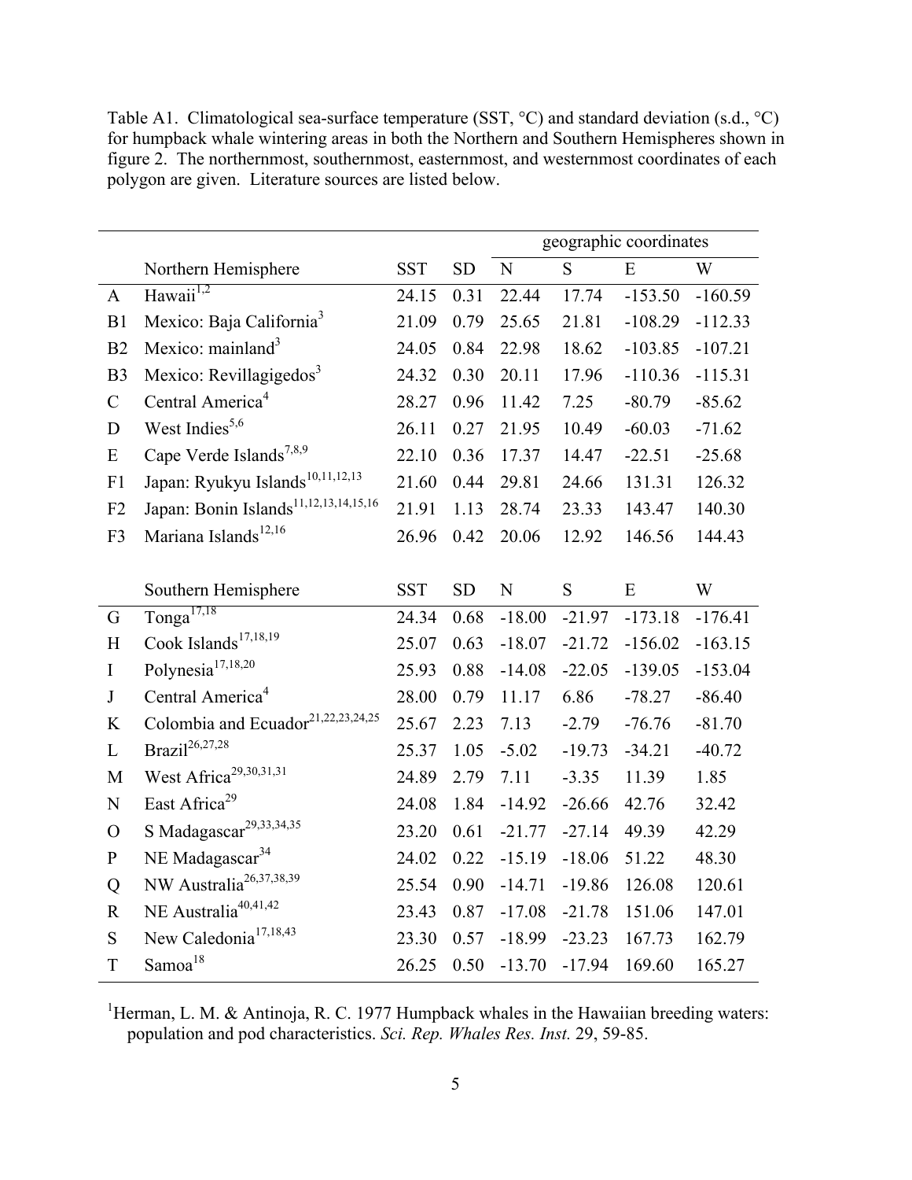Table A1. Climatological sea-surface temperature (SST, °C) and standard deviation (s.d., °C) for humpback whale wintering areas in both the Northern and Southern Hemispheres shown in figure 2. The northernmost, southernmost, easternmost, and westernmost coordinates of each polygon are given. Literature sources are listed below.

| | | | | geographic coordinates | | | |
|---|---|---|---|---|---|---|---|
| | Northern Hemisphere | SST | SD | N | S | E | W |
| A | Hawaii[1,2] | 24.15 | 0.31 | 22.44 | 17.74 | -153.50 | -160.59 |
| B1 | Mexico: Baja California[3] | 21.09 | 0.79 | 25.65 | 21.81 | -108.29 | -112.33 |
| B2 | Mexico: mainland[3] | 24.05 | 0.84 | 22.98 | 18.62 | -103.85 | -107.21 |
| B3 | Mexico: Revillagigedos[3] | 24.32 | 0.30 | 20.11 | 17.96 | -110.36 | -115.31 |
| C | Central America[4] | 28.27 | 0.96 | 11.42 | 7.25 | -80.79 | -85.62 |
| D | West Indies[5,6] | 26.11 | 0.27 | 21.95 | 10.49 | -60.03 | -71.62 |
| E | Cape Verde Islands[7,8,9] | 22.10 | 0.36 | 17.37 | 14.47 | -22.51 | -25.68 |
| F1 | Japan: Ryukyu Islands[10,11,12,13] | 21.60 | 0.44 | 29.81 | 24.66 | 131.31 | 126.32 |
| F2 | Japan: Bonin Islands[11,12,13,14,15,16] | 21.91 | 1.13 | 28.74 | 23.33 | 143.47 | 140.30 |
| F3 | Mariana Islands[12,16] | 26.96 | 0.42 | 20.06 | 12.92 | 146.56 | 144.43 |
| | | | | | | | |
| | Southern Hemisphere | SST | SD | N | S | E | W |
| G | Tonga[17,18] | 24.34 | 0.68 | -18.00 | -21.97 | -173.18 | -176.41 |
| H | Cook Islands[17,18,19] | 25.07 | 0.63 | -18.07 | -21.72 | -156.02 | -163.15 |
| I | Polynesia[17,18,20] | 25.93 | 0.88 | -14.08 | -22.05 | -139.05 | -153.04 |
| J | Central America[4] | 28.00 | 0.79 | 11.17 | 6.86 | -78.27 | -86.40 |
| K | Colombia and Ecuador[21,22,23,24,25] | 25.67 | 2.23 | 7.13 | -2.79 | -76.76 | -81.70 |
| L | Brazil[26,27,28] | 25.37 | 1.05 | -5.02 | -19.73 | -34.21 | -40.72 |
| M | West Africa[29,30,31,31] | 24.89 | 2.79 | 7.11 | -3.35 | 11.39 | 1.85 |
| N | East Africa[29] | 24.08 | 1.84 | -14.92 | -26.66 | 42.76 | 32.42 |
| O | S Madagascar[29,33,34,35] | 23.20 | 0.61 | -21.77 | -27.14 | 49.39 | 42.29 |
| P | NE Madagascar[34] | 24.02 | 0.22 | -15.19 | -18.06 | 51.22 | 48.30 |
| Q | NW Australia[26,37,38,39] | 25.54 | 0.90 | -14.71 | -19.86 | 126.08 | 120.61 |
| R | NE Australia[40,41,42] | 23.43 | 0.87 | -17.08 | -21.78 | 151.06 | 147.01 |
| S | New Caledonia[17,18,43] | 23.30 | 0.57 | -18.99 | -23.23 | 167.73 | 162.79 |
| T | Samoa[18] | 26.25 | 0.50 | -13.70 | -17.94 | 169.60 | 165.27 |

[1]Herman, L. M. & Antinoja, R. C. 1977 Humpback whales in the Hawaiian breeding waters: population and pod characteristics. *Sci. Rep. Whales Res. Inst.* 29, 59-85.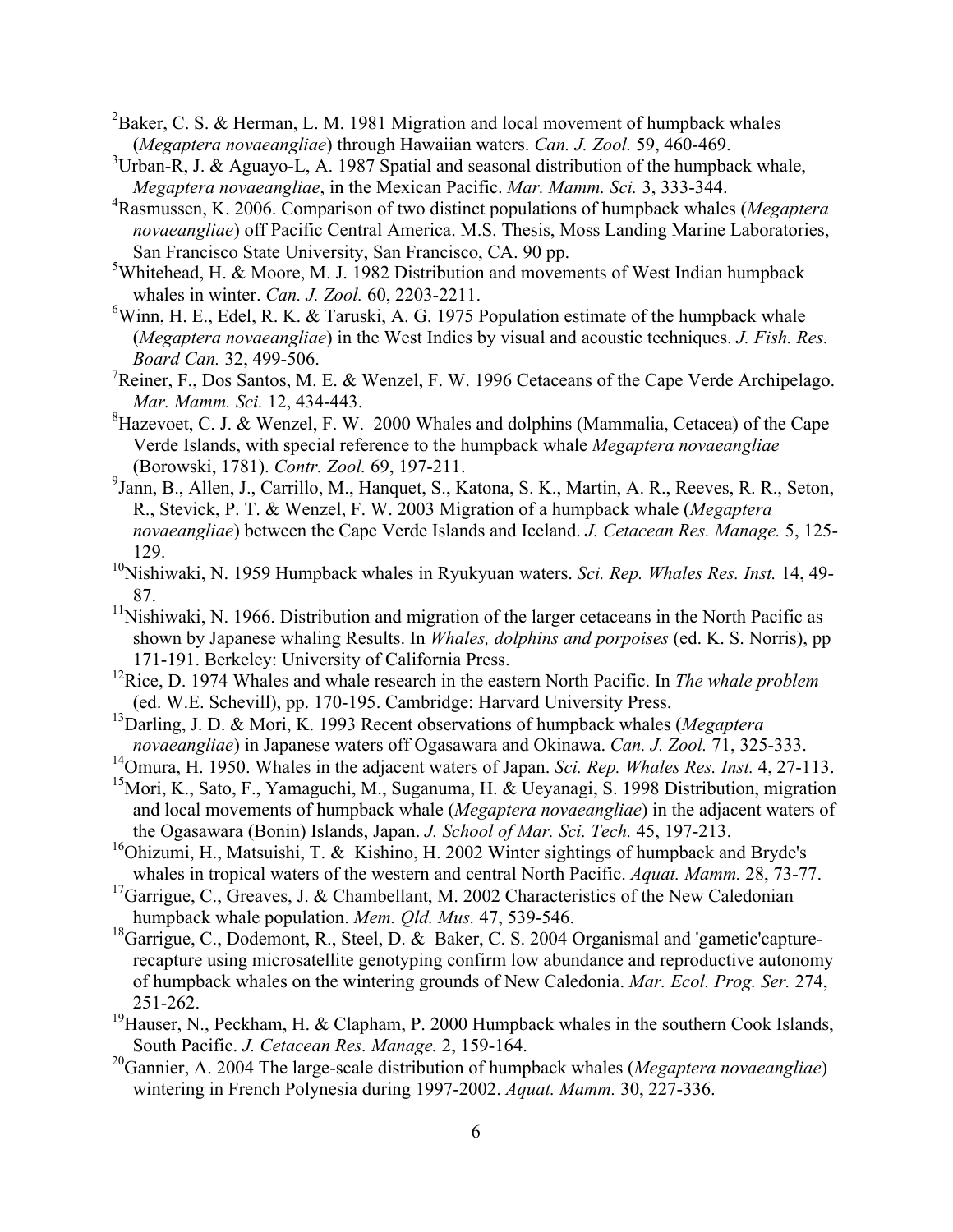[2]Baker, C. S. & Herman, L. M. 1981 Migration and local movement of humpback whales (*Megaptera novaeangliae*) through Hawaiian waters. *Can. J. Zool.* 59, 460-469.

[3]Urban-R, J. & Aguayo-L, A. 1987 Spatial and seasonal distribution of the humpback whale, *Megaptera novaeangliae*, in the Mexican Pacific. *Mar. Mamm. Sci.* 3, 333-344.

[4]Rasmussen, K. 2006. Comparison of two distinct populations of humpback whales (*Megaptera novaeangliae*) off Pacific Central America. M.S. Thesis, Moss Landing Marine Laboratories, San Francisco State University, San Francisco, CA. 90 pp.

[5]Whitehead, H. & Moore, M. J. 1982 Distribution and movements of West Indian humpback whales in winter. *Can. J. Zool.* 60, 2203-2211.

[6]Winn, H. E., Edel, R. K. & Taruski, A. G. 1975 Population estimate of the humpback whale (*Megaptera novaeangliae*) in the West Indies by visual and acoustic techniques. *J. Fish. Res. Board Can.* 32, 499-506.

[7]Reiner, F., Dos Santos, M. E. & Wenzel, F. W. 1996 Cetaceans of the Cape Verde Archipelago. *Mar. Mamm. Sci.* 12, 434-443.

[8]Hazevoet, C. J. & Wenzel, F. W. 2000 Whales and dolphins (Mammalia, Cetacea) of the Cape Verde Islands, with special reference to the humpback whale *Megaptera novaeangliae* (Borowski, 1781). *Contr. Zool.* 69, 197-211.

[9]Jann, B., Allen, J., Carrillo, M., Hanquet, S., Katona, S. K., Martin, A. R., Reeves, R. R., Seton, R., Stevick, P. T. & Wenzel, F. W. 2003 Migration of a humpback whale (*Megaptera novaeangliae*) between the Cape Verde Islands and Iceland. *J. Cetacean Res. Manage.* 5, 125-129.

[10]Nishiwaki, N. 1959 Humpback whales in Ryukyuan waters. *Sci. Rep. Whales Res. Inst.* 14, 49-87.

[11]Nishiwaki, N. 1966. Distribution and migration of the larger cetaceans in the North Pacific as shown by Japanese whaling Results. In *Whales, dolphins and porpoises* (ed. K. S. Norris), pp 171-191. Berkeley: University of California Press.

[12]Rice, D. 1974 Whales and whale research in the eastern North Pacific. In *The whale problem* (ed. W.E. Schevill), pp. 170-195. Cambridge: Harvard University Press.

[13]Darling, J. D. & Mori, K. 1993 Recent observations of humpback whales (*Megaptera novaeangliae*) in Japanese waters off Ogasawara and Okinawa. *Can. J. Zool.* 71, 325-333.

[14]Omura, H. 1950. Whales in the adjacent waters of Japan. *Sci. Rep. Whales Res. Inst.* 4, 27-113.

[15]Mori, K., Sato, F., Yamaguchi, M., Suganuma, H. & Ueyanagi, S. 1998 Distribution, migration and local movements of humpback whale (*Megaptera novaeangliae*) in the adjacent waters of the Ogasawara (Bonin) Islands, Japan. *J. School of Mar. Sci. Tech.* 45, 197-213.

[16]Ohizumi, H., Matsuishi, T. & Kishino, H. 2002 Winter sightings of humpback and Bryde's whales in tropical waters of the western and central North Pacific. *Aquat. Mamm.* 28, 73-77.

[17]Garrigue, C., Greaves, J. & Chambellant, M. 2002 Characteristics of the New Caledonian humpback whale population. *Mem. Qld. Mus.* 47, 539-546.

[18]Garrigue, C., Dodemont, R., Steel, D. & Baker, C. S. 2004 Organismal and 'gametic'capture-recapture using microsatellite genotyping confirm low abundance and reproductive autonomy of humpback whales on the wintering grounds of New Caledonia. *Mar. Ecol. Prog. Ser.* 274, 251-262.

[19]Hauser, N., Peckham, H. & Clapham, P. 2000 Humpback whales in the southern Cook Islands, South Pacific. *J. Cetacean Res. Manage.* 2, 159-164.

[20]Gannier, A. 2004 The large-scale distribution of humpback whales (*Megaptera novaeangliae*) wintering in French Polynesia during 1997-2002. *Aquat. Mamm.* 30, 227-336.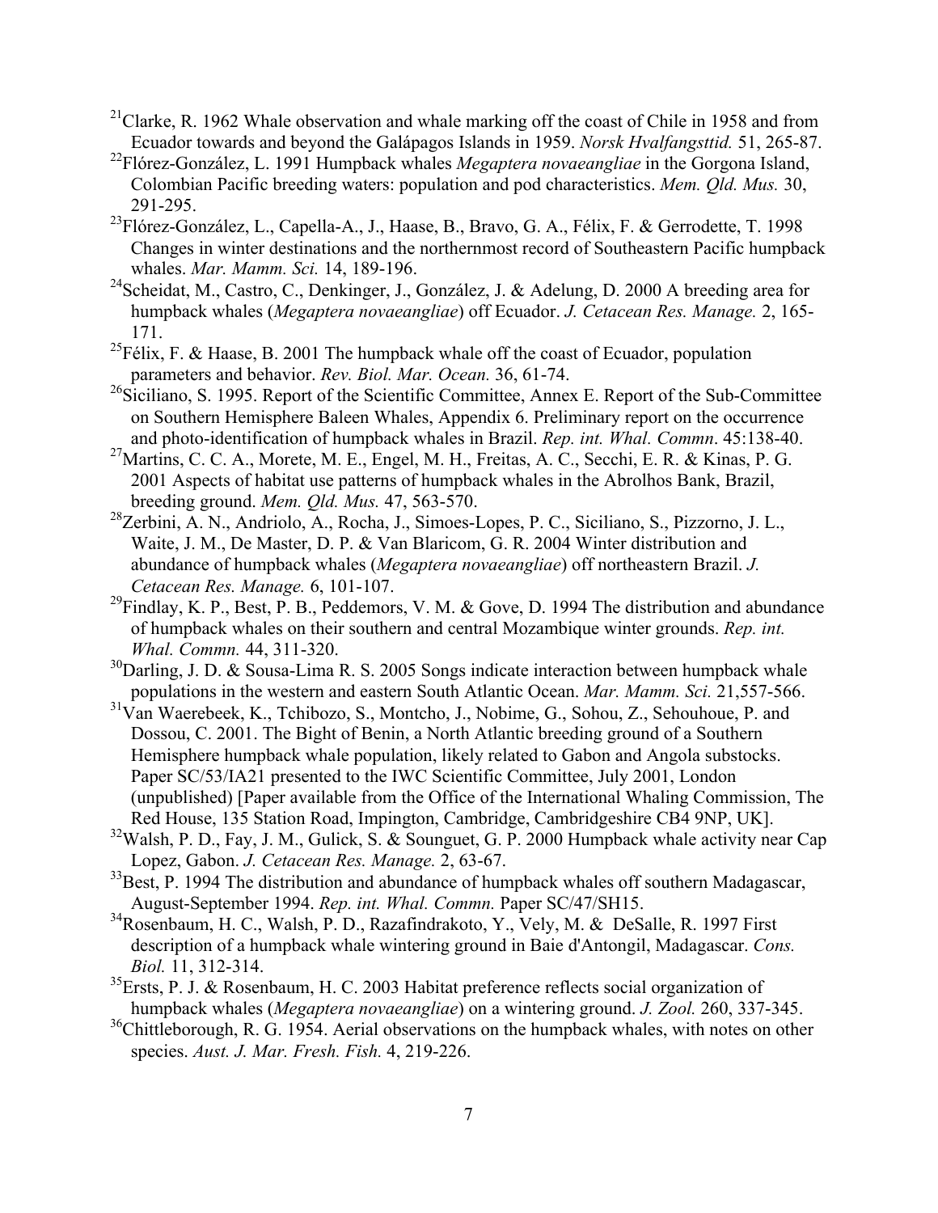[21]Clarke, R. 1962 Whale observation and whale marking off the coast of Chile in 1958 and from Ecuador towards and beyond the Galápagos Islands in 1959. *Norsk Hvalfangsttid.* 51, 265-87.

[22]Flórez-González, L. 1991 Humpback whales *Megaptera novaeangliae* in the Gorgona Island, Colombian Pacific breeding waters: population and pod characteristics. *Mem. Qld. Mus.* 30, 291-295.

[23]Flórez-González, L., Capella-A., J., Haase, B., Bravo, G. A., Félix, F. & Gerrodette, T. 1998 Changes in winter destinations and the northernmost record of Southeastern Pacific humpback whales. *Mar. Mamm. Sci.* 14, 189-196.

[24]Scheidat, M., Castro, C., Denkinger, J., González, J. & Adelung, D. 2000 A breeding area for humpback whales (*Megaptera novaeangliae*) off Ecuador. *J. Cetacean Res. Manage.* 2, 165-171.

[25]Félix, F. & Haase, B. 2001 The humpback whale off the coast of Ecuador, population parameters and behavior. *Rev. Biol. Mar. Ocean.* 36, 61-74.

[26]Siciliano, S. 1995. Report of the Scientific Committee, Annex E. Report of the Sub-Committee on Southern Hemisphere Baleen Whales, Appendix 6. Preliminary report on the occurrence and photo-identification of humpback whales in Brazil. *Rep. int. Whal. Commn*. 45:138-40.

[27]Martins, C. C. A., Morete, M. E., Engel, M. H., Freitas, A. C., Secchi, E. R. & Kinas, P. G. 2001 Aspects of habitat use patterns of humpback whales in the Abrolhos Bank, Brazil, breeding ground. *Mem. Qld. Mus.* 47, 563-570.

[28]Zerbini, A. N., Andriolo, A., Rocha, J., Simoes-Lopes, P. C., Siciliano, S., Pizzorno, J. L., Waite, J. M., De Master, D. P. & Van Blaricom, G. R. 2004 Winter distribution and abundance of humpback whales (*Megaptera novaeangliae*) off northeastern Brazil. *J. Cetacean Res. Manage.* 6, 101-107.

[29]Findlay, K. P., Best, P. B., Peddemors, V. M. & Gove, D. 1994 The distribution and abundance of humpback whales on their southern and central Mozambique winter grounds. *Rep. int. Whal. Commn.* 44, 311-320.

[30]Darling, J. D. & Sousa-Lima R. S. 2005 Songs indicate interaction between humpback whale populations in the western and eastern South Atlantic Ocean. *Mar. Mamm. Sci.* 21,557-566.

[31]Van Waerebeek, K., Tchibozo, S., Montcho, J., Nobime, G., Sohou, Z., Sehouhoue, P. and Dossou, C. 2001. The Bight of Benin, a North Atlantic breeding ground of a Southern Hemisphere humpback whale population, likely related to Gabon and Angola substocks. Paper SC/53/IA21 presented to the IWC Scientific Committee, July 2001, London (unpublished) [Paper available from the Office of the International Whaling Commission, The Red House, 135 Station Road, Impington, Cambridge, Cambridgeshire CB4 9NP, UK].

[32]Walsh, P. D., Fay, J. M., Gulick, S. & Sounguet, G. P. 2000 Humpback whale activity near Cap Lopez, Gabon. *J. Cetacean Res. Manage.* 2, 63-67.

[33]Best, P. 1994 The distribution and abundance of humpback whales off southern Madagascar, August-September 1994. *Rep. int. Whal. Commn.* Paper SC/47/SH15.

[34]Rosenbaum, H. C., Walsh, P. D., Razafindrakoto, Y., Vely, M. & DeSalle, R. 1997 First description of a humpback whale wintering ground in Baie d'Antongil, Madagascar. *Cons. Biol.* 11, 312-314.

[35]Ersts, P. J. & Rosenbaum, H. C. 2003 Habitat preference reflects social organization of humpback whales (*Megaptera novaeangliae*) on a wintering ground. *J. Zool.* 260, 337-345.

[36]Chittleborough, R. G. 1954. Aerial observations on the humpback whales, with notes on other species. *Aust. J. Mar. Fresh. Fish.* 4, 219-226.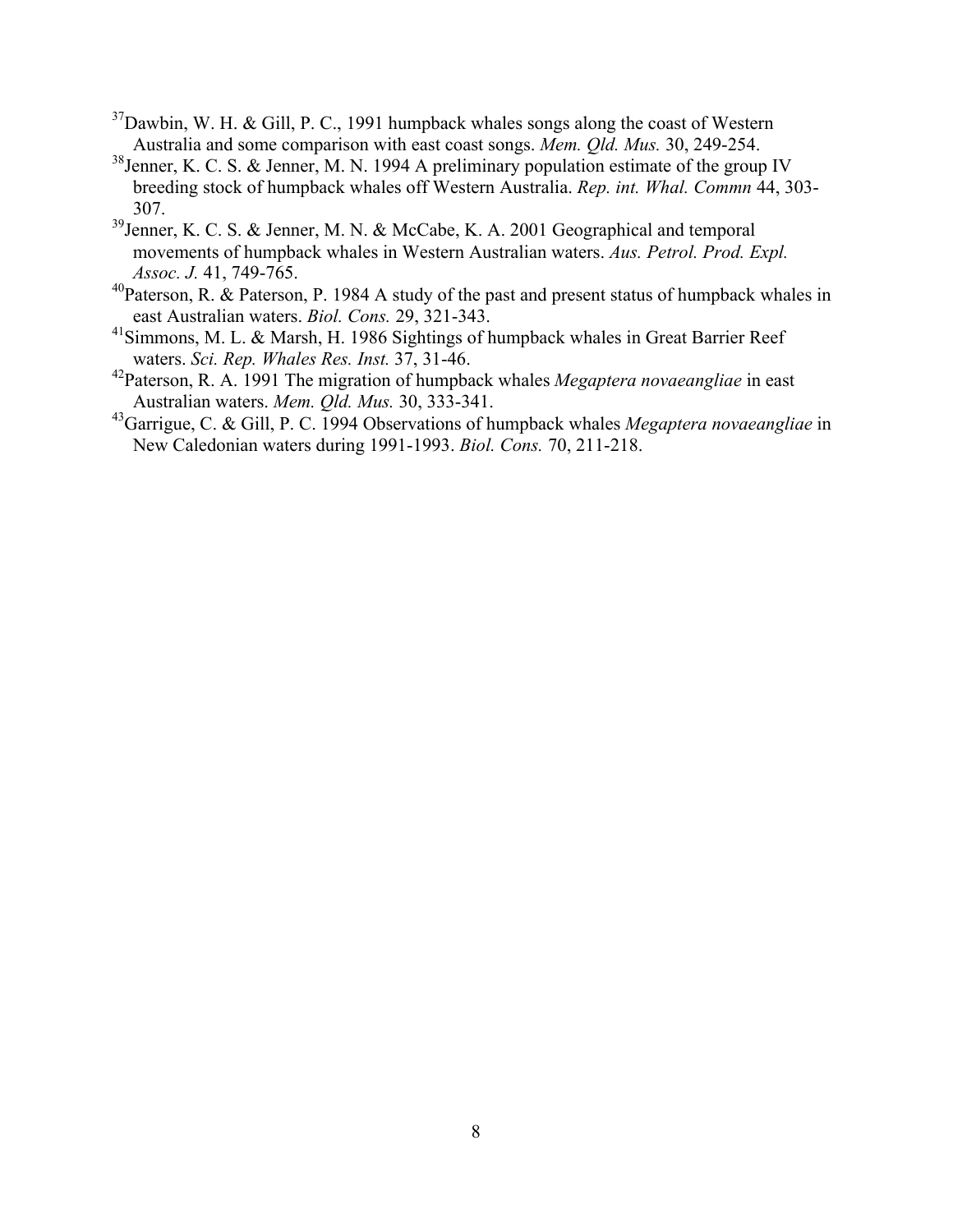[37]Dawbin, W. H. & Gill, P. C., 1991 humpback whales songs along the coast of Western Australia and some comparison with east coast songs. *Mem. Qld. Mus.* 30, 249-254.

[38]Jenner, K. C. S. & Jenner, M. N. 1994 A preliminary population estimate of the group IV breeding stock of humpback whales off Western Australia. *Rep. int. Whal. Commn* 44, 303-307.

[39]Jenner, K. C. S. & Jenner, M. N. & McCabe, K. A. 2001 Geographical and temporal movements of humpback whales in Western Australian waters. *Aus. Petrol. Prod. Expl. Assoc. J.* 41, 749-765.

[40]Paterson, R. & Paterson, P. 1984 A study of the past and present status of humpback whales in east Australian waters. *Biol. Cons.* 29, 321-343.

[41]Simmons, M. L. & Marsh, H. 1986 Sightings of humpback whales in Great Barrier Reef waters. *Sci. Rep. Whales Res. Inst.* 37, 31-46.

[42]Paterson, R. A. 1991 The migration of humpback whales *Megaptera novaeangliae* in east Australian waters. *Mem. Qld. Mus.* 30, 333-341.

[43]Garrigue, C. & Gill, P. C. 1994 Observations of humpback whales *Megaptera novaeangliae* in New Caledonian waters during 1991-1993. *Biol. Cons.* 70, 211-218.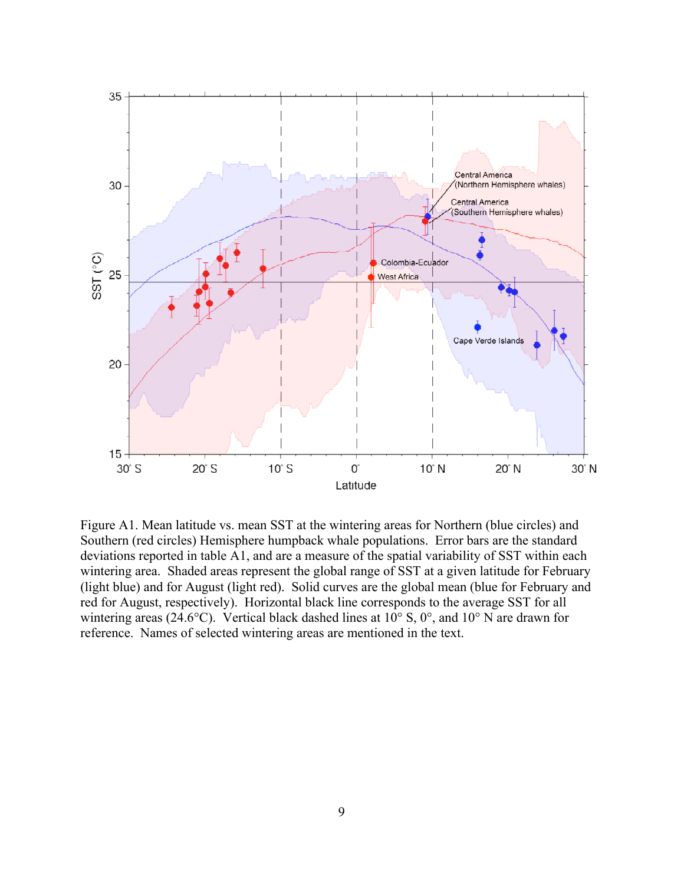35

30

25

20

15

SST (°C)

30° S

20° S

10° S

0°

10° N

20° N

30° N

Latitude

Central America
(Northern Hemisphere whales)

Central America
(Southern Hemisphere whales)

Colombia-Ecuador

West Africa

Cape Verde Islands

Figure A1. Mean latitude vs. mean SST at the wintering areas for Northern (blue circles) and Southern (red circles) Hemisphere humpback whale populations. Error bars are the standard deviations reported in table A1, and are a measure of the spatial variability of SST within each wintering area. Shaded areas represent the global range of SST at a given latitude for February (light blue) and for August (light red). Solid curves are the global mean (blue for February and red for August, respectively). Horizontal black line corresponds to the average SST for all wintering areas (24.6°C). Vertical black dashed lines at 10° S, 0°, and 10° N are drawn for reference. Names of selected wintering areas are mentioned in the text.